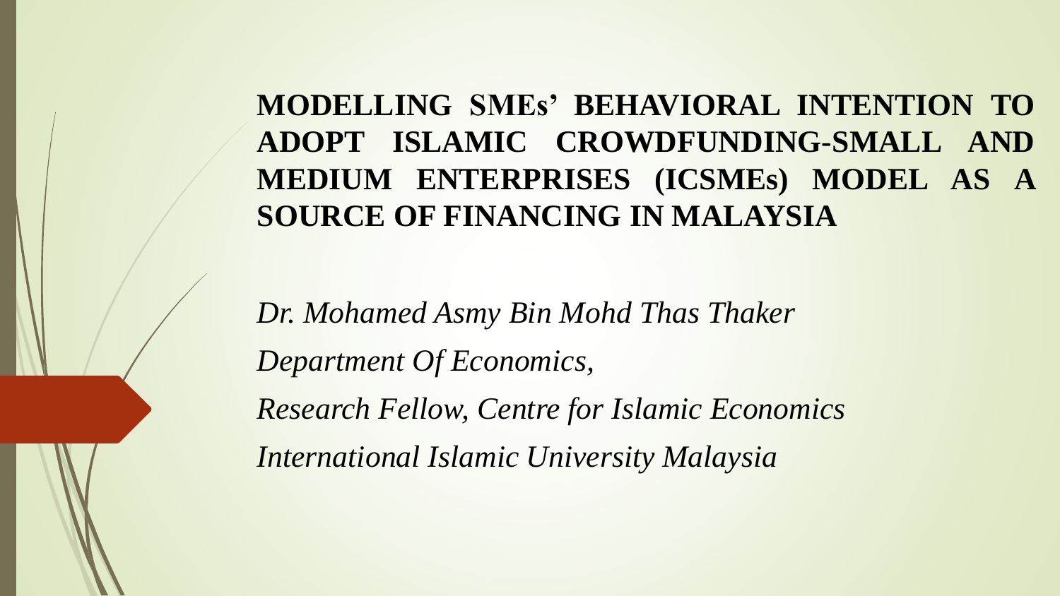# MODELLING SMEs' BEHAVIORAL INTENTION TO ADOPT ISLAMIC CROWDFUNDING-SMALL AND MEDIUM ENTERPRISES (ICSMEs) MODEL AS A SOURCE OF FINANCING IN MALAYSIA

*Dr. Mohamed Asmy Bin Mohd Thas Thaker*

*Department Of Economics,*

*Research Fellow, Centre for Islamic Economics*

*International Islamic University Malaysia*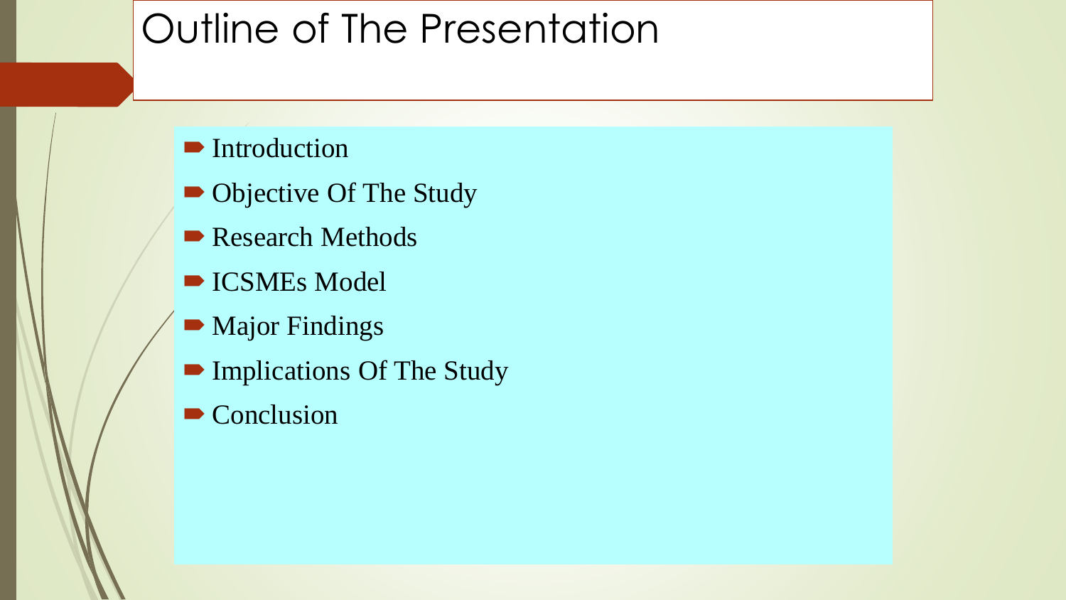# Outline of The Presentation

- Introduction
- Objective Of The Study
- Research Methods
- ICSMEs Model
- Major Findings
- Implications Of The Study
- Conclusion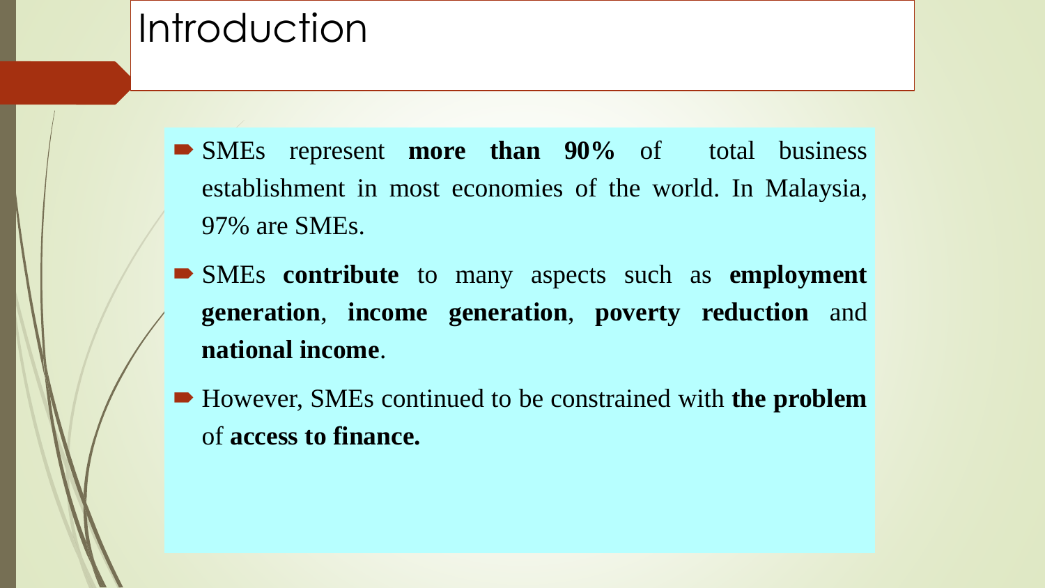# Introduction

- SMEs represent **more than 90%** of total business establishment in most economies of the world. In Malaysia, 97% are SMEs.
- SMEs **contribute** to many aspects such as **employment generation**, **income generation**, **poverty reduction** and **national income**.
- However, SMEs continued to be constrained with **the problem** of **access to finance.**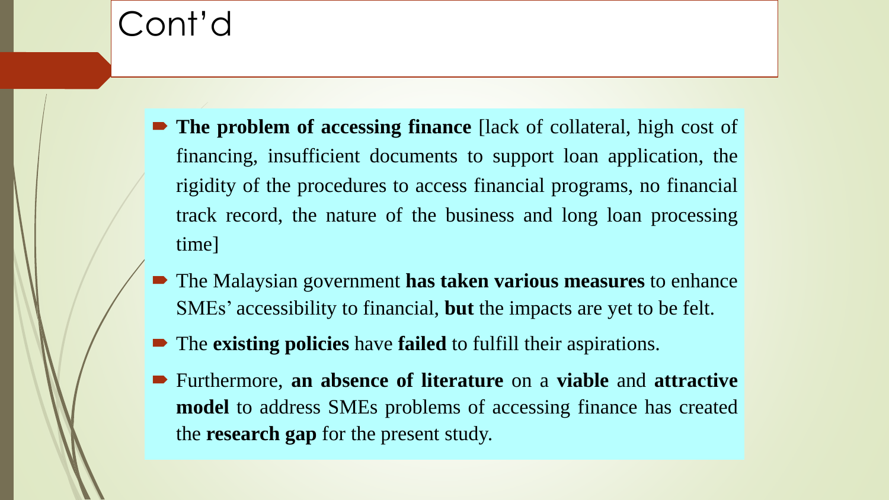# Cont'd

- **The problem of accessing finance** [lack of collateral, high cost of financing, insufficient documents to support loan application, the rigidity of the procedures to access financial programs, no financial track record, the nature of the business and long loan processing time]
- The Malaysian government **has taken various measures** to enhance SMEs' accessibility to financial, **but** the impacts are yet to be felt.
- The **existing policies** have **failed** to fulfill their aspirations.
- Furthermore, **an absence of literature** on a **viable** and **attractive model** to address SMEs problems of accessing finance has created the **research gap** for the present study.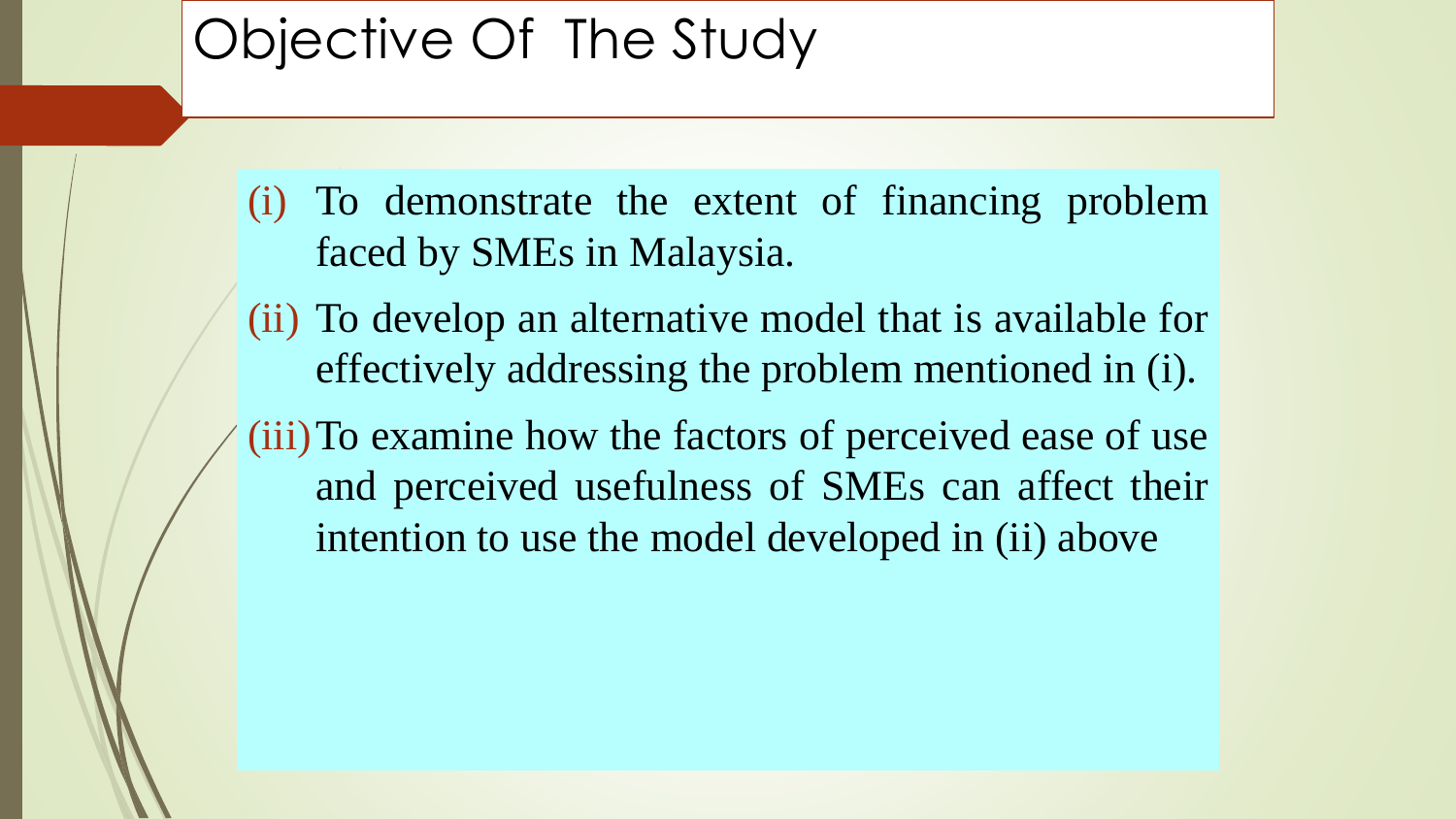# Objective Of The Study

(i) To demonstrate the extent of financing problem faced by SMEs in Malaysia.

(ii) To develop an alternative model that is available for effectively addressing the problem mentioned in (i).

(iii) To examine how the factors of perceived ease of use and perceived usefulness of SMEs can affect their intention to use the model developed in (ii) above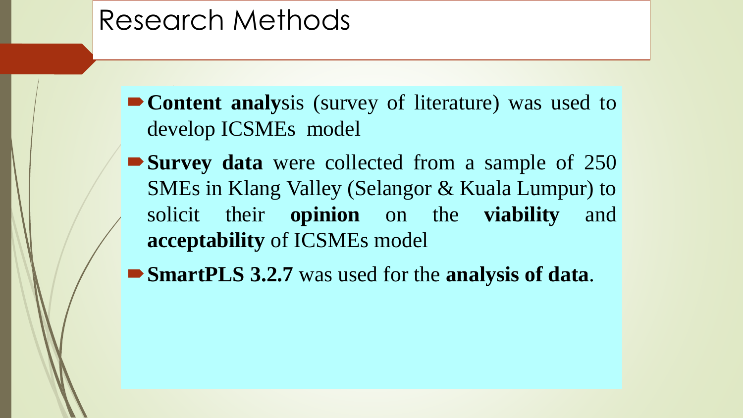# Research Methods

- **Content analy**sis (survey of literature) was used to develop ICSMEs model
- **Survey data** were collected from a sample of 250 SMEs in Klang Valley (Selangor & Kuala Lumpur) to solicit their **opinion** on the **viability** and **acceptability** of ICSMEs model
- **SmartPLS 3.2.7** was used for the **analysis of data**.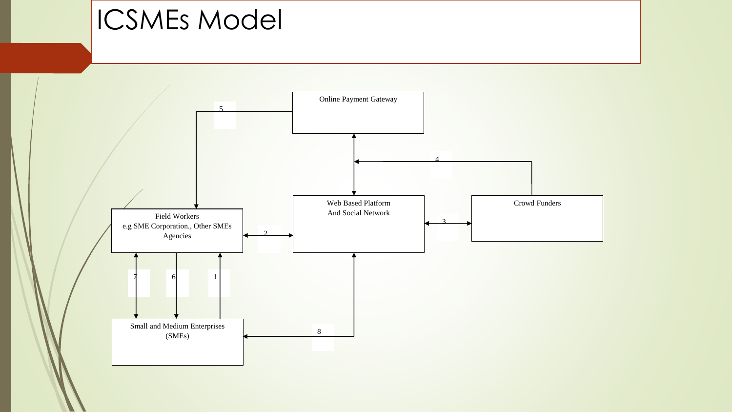# ICSMEs Model

Online Payment Gateway

5

4

Web Based Platform
And Social Network

Crowd Funders

3

Field Workers
e.g SME Corporation., Other SMEs Agencies

2

7

6

1

Small and Medium Enterprises
(SMEs)

8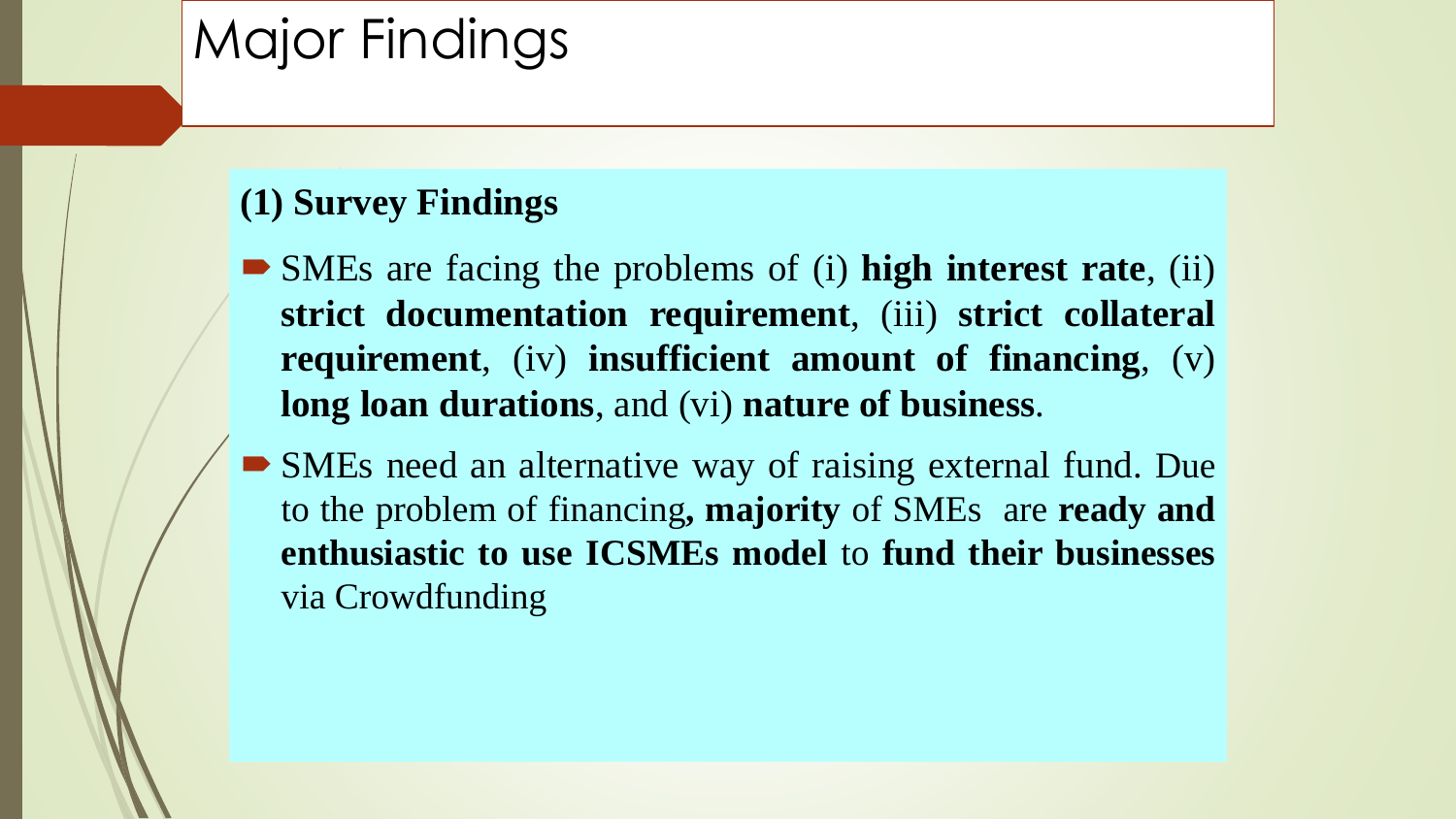# Major Findings

**(1) Survey Findings**

- SMEs are facing the problems of (i) **high interest rate**, (ii) **strict documentation requirement**, (iii) **strict collateral requirement**, (iv) **insufficient amount of financing**, (v) **long loan durations**, and (vi) **nature of business**.
- SMEs need an alternative way of raising external fund. Due to the problem of financing**, majority** of SMEs are **ready and enthusiastic to use ICSMEs model** to **fund their businesses** via Crowdfunding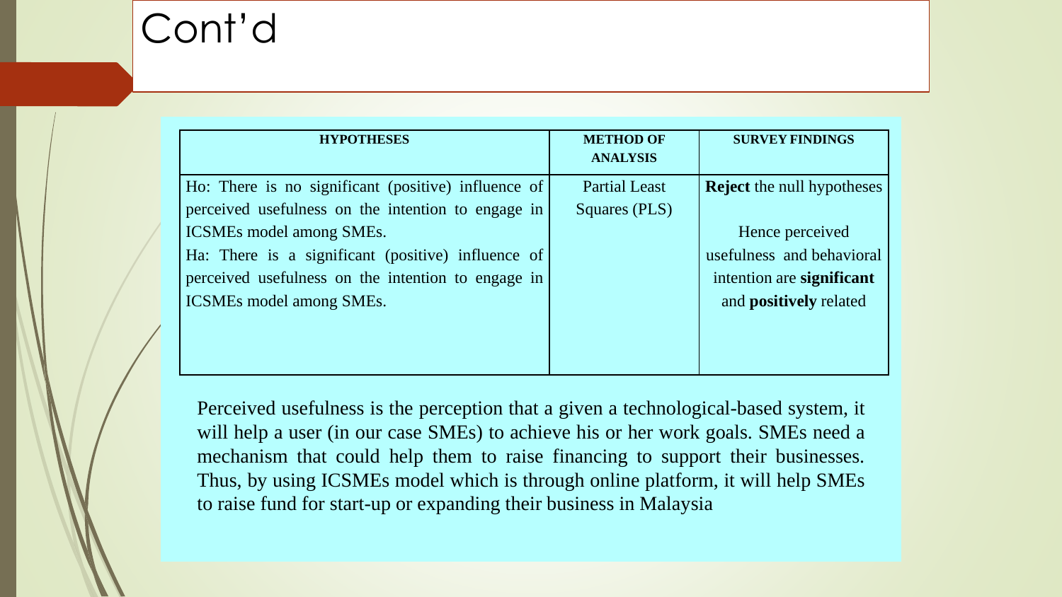# Cont'd

| HYPOTHESES | METHOD OF ANALYSIS | SURVEY FINDINGS |
|---|---|---|
| Ho: There is no significant (positive) influence of perceived usefulness on the intention to engage in ICSMEs model among SMEs.<br>Ha: There is a significant (positive) influence of perceived usefulness on the intention to engage in ICSMEs model among SMEs. | Partial Least Squares (PLS) | **Reject** the null hypotheses<br><br>Hence perceived usefulness and behavioral intention are **significant** and **positively** related |

Perceived usefulness is the perception that a given a technological-based system, it will help a user (in our case SMEs) to achieve his or her work goals. SMEs need a mechanism that could help them to raise financing to support their businesses. Thus, by using ICSMEs model which is through online platform, it will help SMEs to raise fund for start-up or expanding their business in Malaysia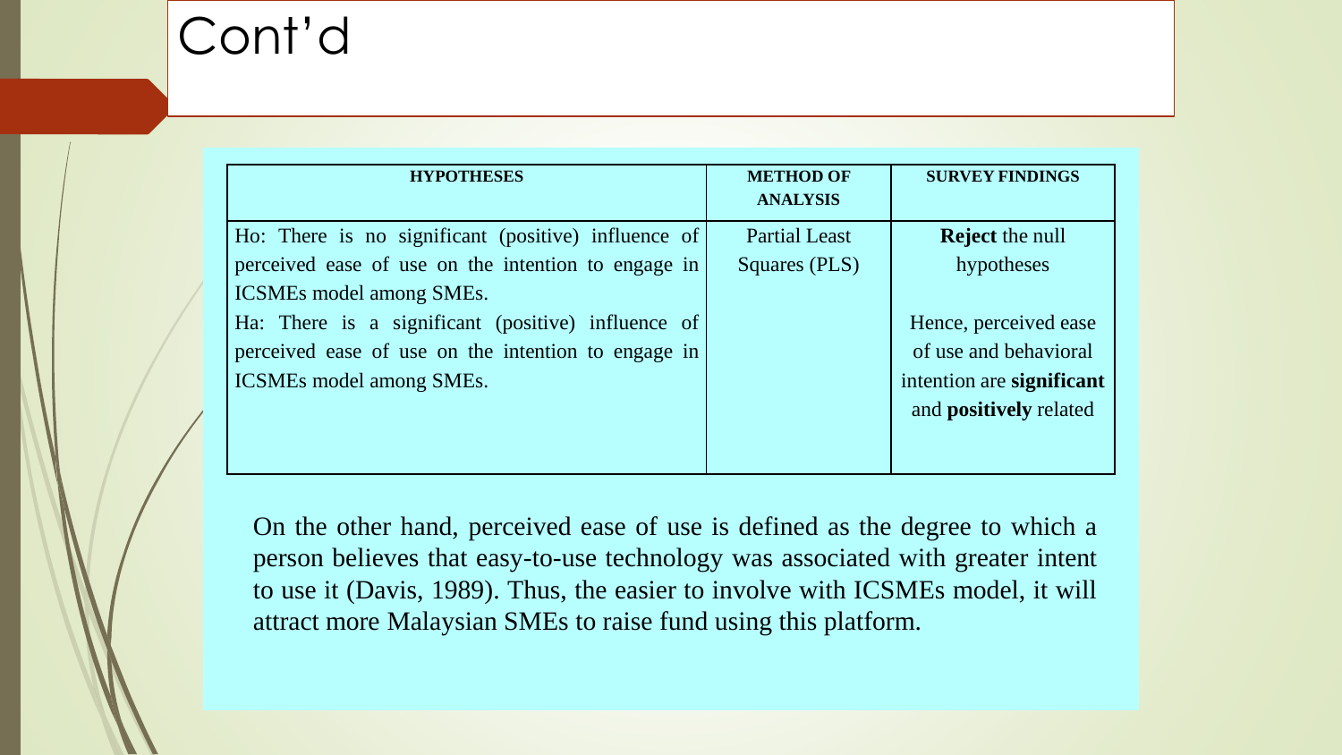# Cont'd

| HYPOTHESES | METHOD OF ANALYSIS | SURVEY FINDINGS |
| --- | --- | --- |
| Ho: There is no significant (positive) influence of perceived ease of use on the intention to engage in ICSMEs model among SMEs.<br>Ha: There is a significant (positive) influence of perceived ease of use on the intention to engage in ICSMEs model among SMEs. | Partial Least Squares (PLS) | **Reject** the null hypotheses<br><br>Hence, perceived ease of use and behavioral intention are **significant** and **positively** related |

On the other hand, perceived ease of use is defined as the degree to which a person believes that easy-to-use technology was associated with greater intent to use it (Davis, 1989). Thus, the easier to involve with ICSMEs model, it will attract more Malaysian SMEs to raise fund using this platform.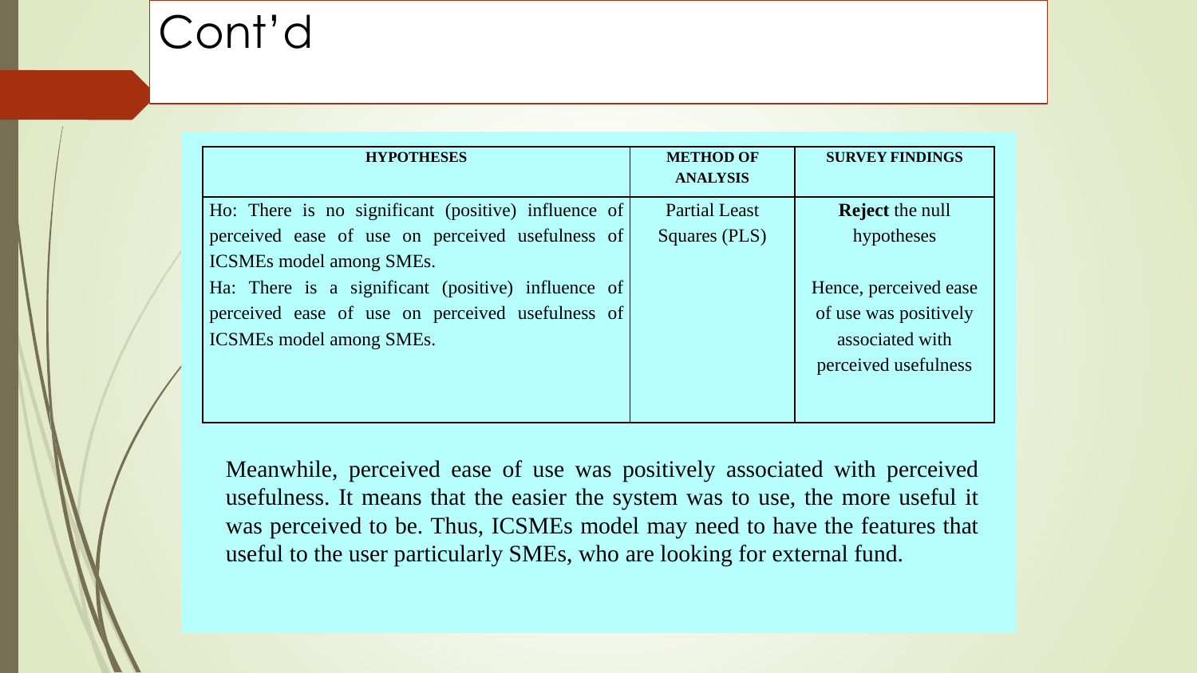# Cont'd

| HYPOTHESES | METHOD OF ANALYSIS | SURVEY FINDINGS |
| --- | --- | --- |
| Ho: There is no significant (positive) influence of perceived ease of use on perceived usefulness of ICSMEs model among SMEs.<br>Ha: There is a significant (positive) influence of perceived ease of use on perceived usefulness of ICSMEs model among SMEs. | Partial Least Squares (PLS) | **Reject** the null hypotheses<br><br>Hence, perceived ease of use was positively associated with perceived usefulness |

Meanwhile, perceived ease of use was positively associated with perceived usefulness. It means that the easier the system was to use, the more useful it was perceived to be. Thus, ICSMEs model may need to have the features that useful to the user particularly SMEs, who are looking for external fund.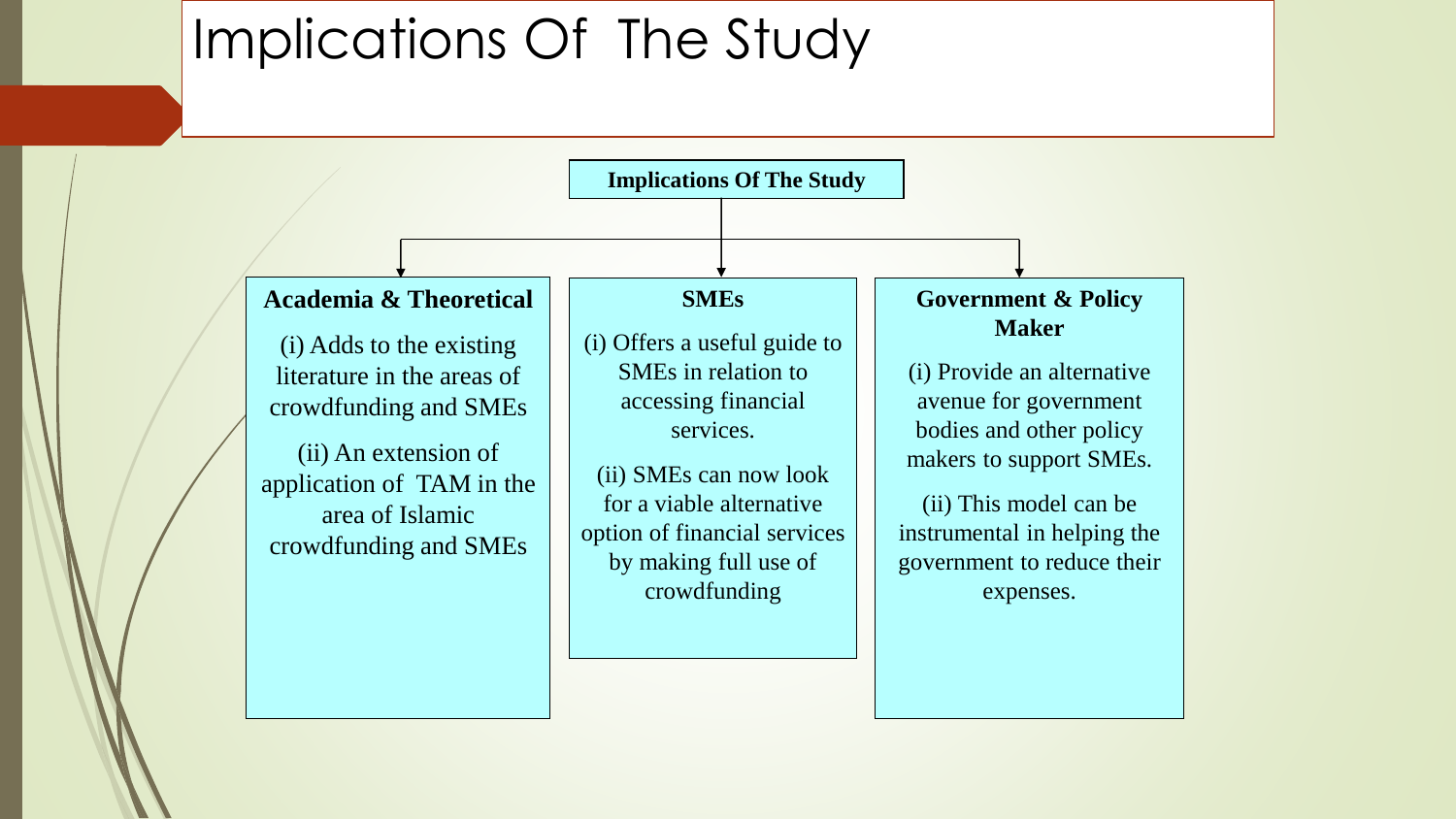# Implications Of The Study

## Implications Of The Study

### Academia & Theoretical

(i) Adds to the existing literature in the areas of crowdfunding and SMEs

(ii) An extension of application of TAM in the area of Islamic crowdfunding and SMEs

### SMEs

(i) Offers a useful guide to SMEs in relation to accessing financial services.

(ii) SMEs can now look for a viable alternative option of financial services by making full use of crowdfunding

### Government & Policy Maker

(i) Provide an alternative avenue for government bodies and other policy makers to support SMEs.

(ii) This model can be instrumental in helping the government to reduce their expenses.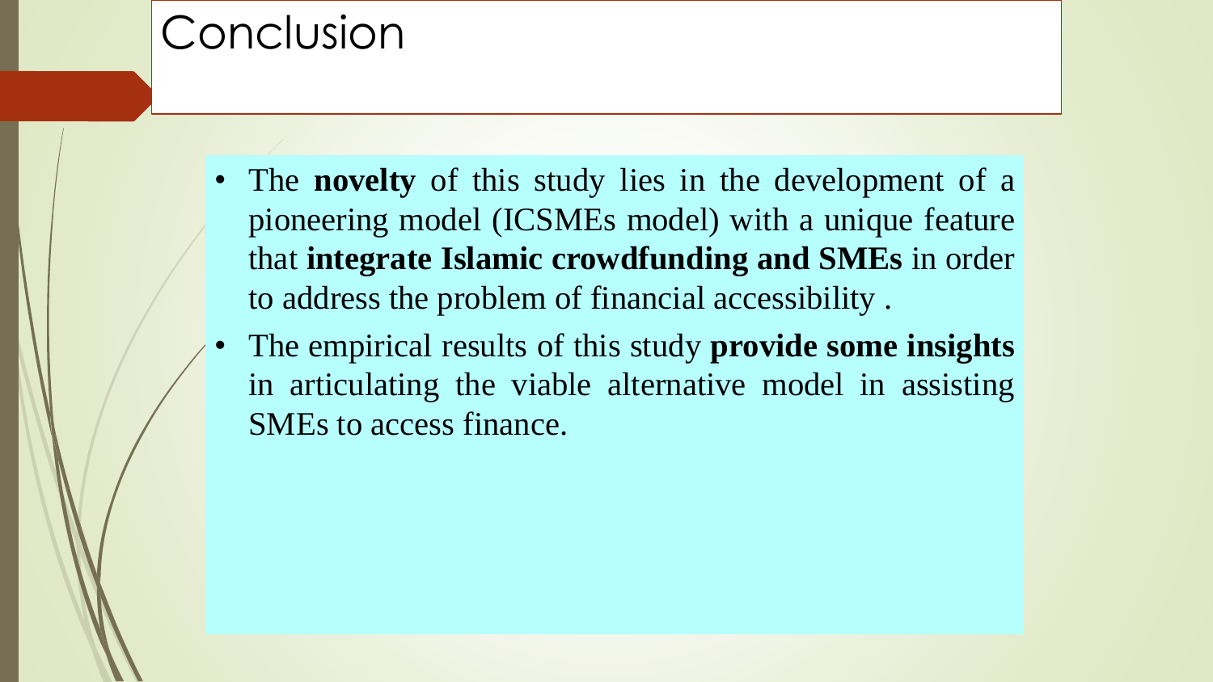# Conclusion

- The **novelty** of this study lies in the development of a pioneering model (ICSMEs model) with a unique feature that **integrate Islamic crowdfunding and SMEs** in order to address the problem of financial accessibility .
- The empirical results of this study **provide some insights** in articulating the viable alternative model in assisting SMEs to access finance.